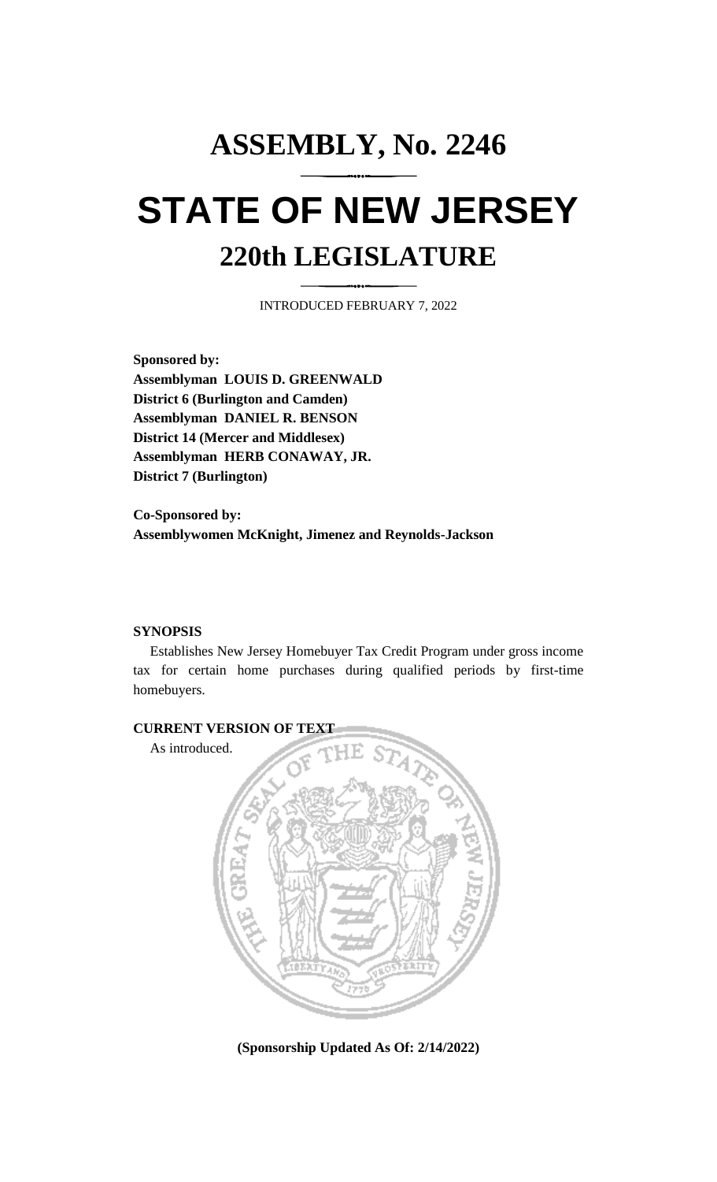# ASSEMBLY, No. 2246

# STATE OF NEW JERSEY

## 220th LEGISLATURE

INTRODUCED FEBRUARY 7, 2022

**Sponsored by:**
**Assemblyman LOUIS D. GREENWALD**
**District 6 (Burlington and Camden)**
**Assemblyman DANIEL R. BENSON**
**District 14 (Mercer and Middlesex)**
**Assemblyman HERB CONAWAY, JR.**
**District 7 (Burlington)**

**Co-Sponsored by:**
**Assemblywomen McKnight, Jimenez and Reynolds-Jackson**

**SYNOPSIS**

Establishes New Jersey Homebuyer Tax Credit Program under gross income tax for certain home purchases during qualified periods by first-time homebuyers.

**CURRENT VERSION OF TEXT**

As introduced.

**(Sponsorship Updated As Of: 2/14/2022)**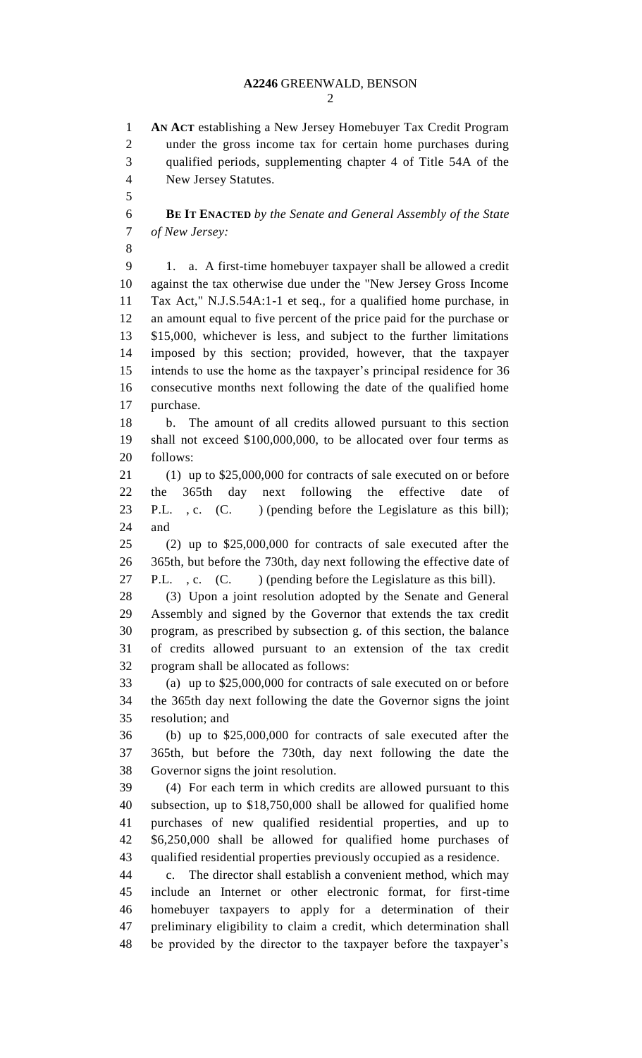**AN ACT** establishing a New Jersey Homebuyer Tax Credit Program under the gross income tax for certain home purchases during qualified periods, supplementing chapter 4 of Title 54A of the New Jersey Statutes.

**BE IT ENACTED** *by the Senate and General Assembly of the State of New Jersey:*

1. a. A first-time homebuyer taxpayer shall be allowed a credit against the tax otherwise due under the "New Jersey Gross Income Tax Act," N.J.S.54A:1-1 et seq., for a qualified home purchase, in an amount equal to five percent of the price paid for the purchase or $15,000, whichever is less, and subject to the further limitations imposed by this section; provided, however, that the taxpayer intends to use the home as the taxpayer's principal residence for 36 consecutive months next following the date of the qualified home purchase.

b. The amount of all credits allowed pursuant to this section shall not exceed $100,000,000, to be allocated over four terms as follows:

(1) up to $25,000,000 for contracts of sale executed on or before the 365th day next following the effective date of P.L. , c. (C. ) (pending before the Legislature as this bill); and

(2) up to $25,000,000 for contracts of sale executed after the 365th, but before the 730th, day next following the effective date of P.L. , c. (C. ) (pending before the Legislature as this bill).

(3) Upon a joint resolution adopted by the Senate and General Assembly and signed by the Governor that extends the tax credit program, as prescribed by subsection g. of this section, the balance of credits allowed pursuant to an extension of the tax credit program shall be allocated as follows:

(a) up to $25,000,000 for contracts of sale executed on or before the 365th day next following the date the Governor signs the joint resolution; and

(b) up to $25,000,000 for contracts of sale executed after the 365th, but before the 730th, day next following the date the Governor signs the joint resolution.

(4) For each term in which credits are allowed pursuant to this subsection, up to $18,750,000 shall be allowed for qualified home purchases of new qualified residential properties, and up to $6,250,000 shall be allowed for qualified home purchases of qualified residential properties previously occupied as a residence.

c. The director shall establish a convenient method, which may include an Internet or other electronic format, for first-time homebuyer taxpayers to apply for a determination of their preliminary eligibility to claim a credit, which determination shall be provided by the director to the taxpayer before the taxpayer's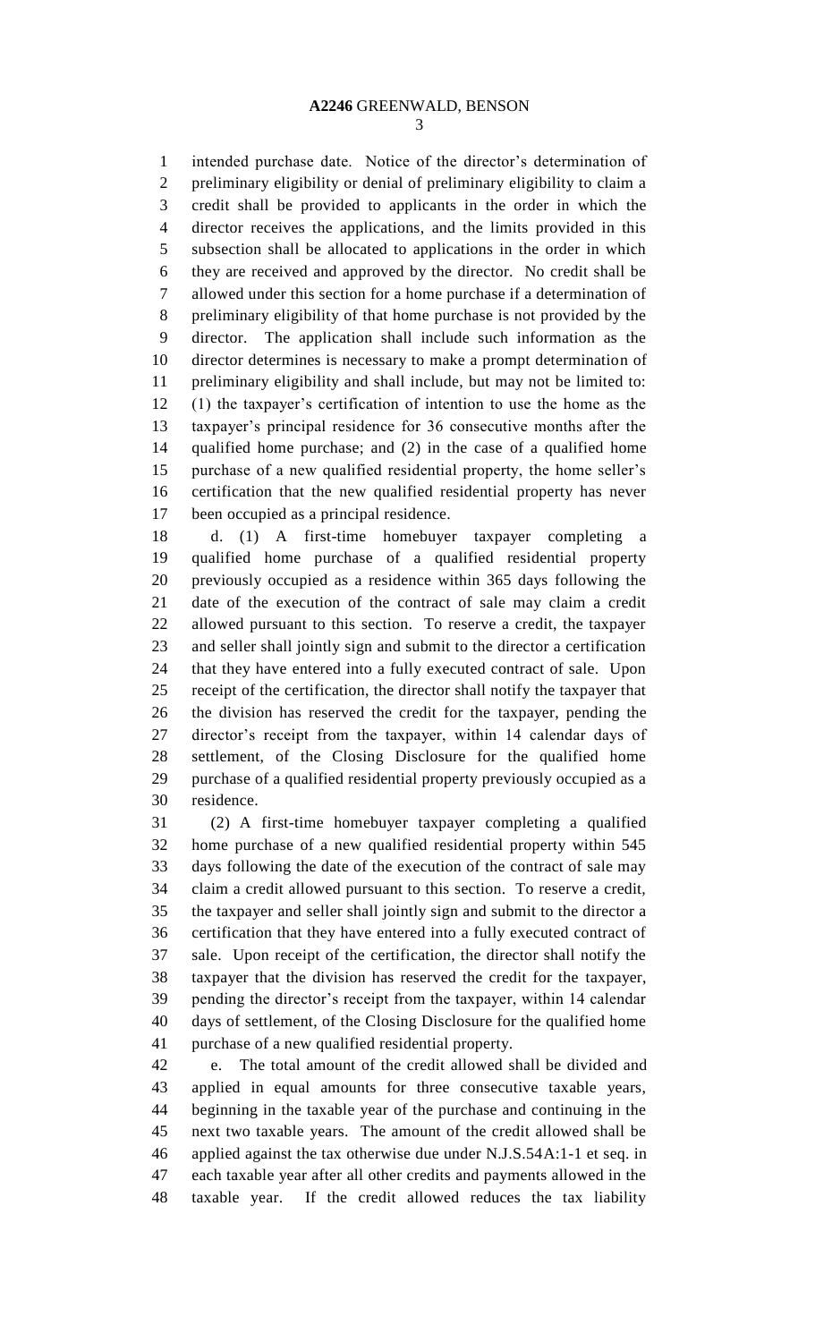intended purchase date. Notice of the director's determination of preliminary eligibility or denial of preliminary eligibility to claim a credit shall be provided to applicants in the order in which the director receives the applications, and the limits provided in this subsection shall be allocated to applications in the order in which they are received and approved by the director. No credit shall be allowed under this section for a home purchase if a determination of preliminary eligibility of that home purchase is not provided by the director. The application shall include such information as the director determines is necessary to make a prompt determination of preliminary eligibility and shall include, but may not be limited to: (1) the taxpayer's certification of intention to use the home as the taxpayer's principal residence for 36 consecutive months after the qualified home purchase; and (2) in the case of a qualified home purchase of a new qualified residential property, the home seller's certification that the new qualified residential property has never been occupied as a principal residence.

d. (1) A first-time homebuyer taxpayer completing a qualified home purchase of a qualified residential property previously occupied as a residence within 365 days following the date of the execution of the contract of sale may claim a credit allowed pursuant to this section. To reserve a credit, the taxpayer and seller shall jointly sign and submit to the director a certification that they have entered into a fully executed contract of sale. Upon receipt of the certification, the director shall notify the taxpayer that the division has reserved the credit for the taxpayer, pending the director's receipt from the taxpayer, within 14 calendar days of settlement, of the Closing Disclosure for the qualified home purchase of a qualified residential property previously occupied as a residence.

(2) A first-time homebuyer taxpayer completing a qualified home purchase of a new qualified residential property within 545 days following the date of the execution of the contract of sale may claim a credit allowed pursuant to this section. To reserve a credit, the taxpayer and seller shall jointly sign and submit to the director a certification that they have entered into a fully executed contract of sale. Upon receipt of the certification, the director shall notify the taxpayer that the division has reserved the credit for the taxpayer, pending the director's receipt from the taxpayer, within 14 calendar days of settlement, of the Closing Disclosure for the qualified home purchase of a new qualified residential property.

e. The total amount of the credit allowed shall be divided and applied in equal amounts for three consecutive taxable years, beginning in the taxable year of the purchase and continuing in the next two taxable years. The amount of the credit allowed shall be applied against the tax otherwise due under N.J.S.54A:1-1 et seq. in each taxable year after all other credits and payments allowed in the taxable year. If the credit allowed reduces the tax liability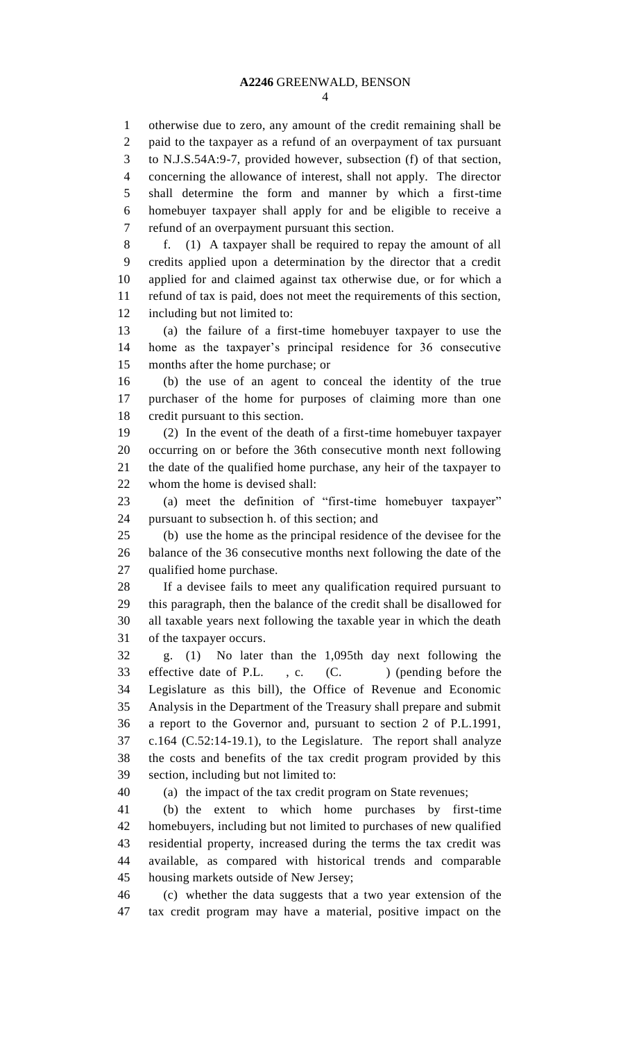otherwise due to zero, any amount of the credit remaining shall be paid to the taxpayer as a refund of an overpayment of tax pursuant to N.J.S.54A:9-7, provided however, subsection (f) of that section, concerning the allowance of interest, shall not apply. The director shall determine the form and manner by which a first-time homebuyer taxpayer shall apply for and be eligible to receive a refund of an overpayment pursuant this section.

f. (1) A taxpayer shall be required to repay the amount of all credits applied upon a determination by the director that a credit applied for and claimed against tax otherwise due, or for which a refund of tax is paid, does not meet the requirements of this section, including but not limited to:

(a) the failure of a first-time homebuyer taxpayer to use the home as the taxpayer's principal residence for 36 consecutive months after the home purchase; or

(b) the use of an agent to conceal the identity of the true purchaser of the home for purposes of claiming more than one credit pursuant to this section.

(2) In the event of the death of a first-time homebuyer taxpayer occurring on or before the 36th consecutive month next following the date of the qualified home purchase, any heir of the taxpayer to whom the home is devised shall:

(a) meet the definition of "first-time homebuyer taxpayer" pursuant to subsection h. of this section; and

(b) use the home as the principal residence of the devisee for the balance of the 36 consecutive months next following the date of the qualified home purchase.

If a devisee fails to meet any qualification required pursuant to this paragraph, then the balance of the credit shall be disallowed for all taxable years next following the taxable year in which the death of the taxpayer occurs.

g. (1) No later than the 1,095th day next following the effective date of P.L. , c. (C. ) (pending before the Legislature as this bill), the Office of Revenue and Economic Analysis in the Department of the Treasury shall prepare and submit a report to the Governor and, pursuant to section 2 of P.L.1991, c.164 (C.52:14-19.1), to the Legislature. The report shall analyze the costs and benefits of the tax credit program provided by this section, including but not limited to:

(a) the impact of the tax credit program on State revenues;

(b) the extent to which home purchases by first-time homebuyers, including but not limited to purchases of new qualified residential property, increased during the terms the tax credit was available, as compared with historical trends and comparable housing markets outside of New Jersey;

(c) whether the data suggests that a two year extension of the tax credit program may have a material, positive impact on the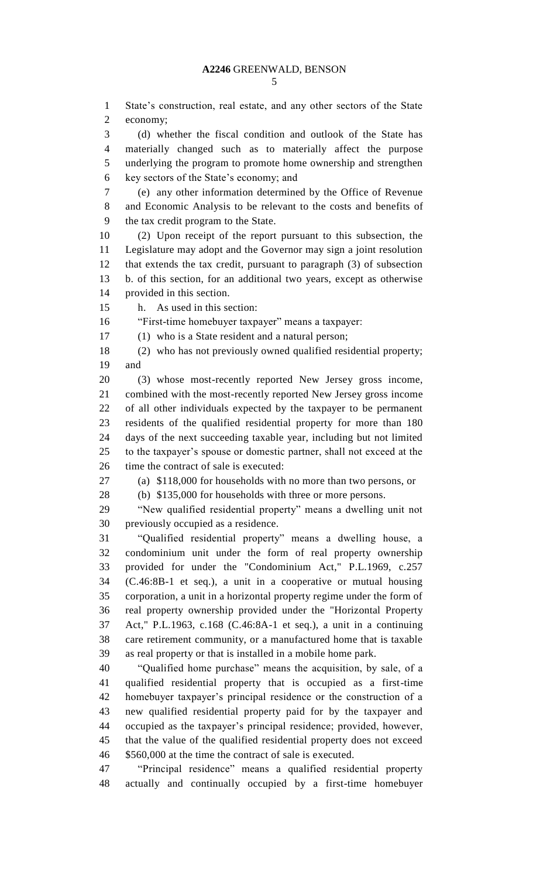State's construction, real estate, and any other sectors of the State economy;

(d) whether the fiscal condition and outlook of the State has materially changed such as to materially affect the purpose underlying the program to promote home ownership and strengthen key sectors of the State's economy; and

(e) any other information determined by the Office of Revenue and Economic Analysis to be relevant to the costs and benefits of the tax credit program to the State.

(2) Upon receipt of the report pursuant to this subsection, the Legislature may adopt and the Governor may sign a joint resolution that extends the tax credit, pursuant to paragraph (3) of subsection b. of this section, for an additional two years, except as otherwise provided in this section.

h. As used in this section:

"First-time homebuyer taxpayer" means a taxpayer:

(1) who is a State resident and a natural person;

(2) who has not previously owned qualified residential property; and

(3) whose most-recently reported New Jersey gross income, combined with the most-recently reported New Jersey gross income of all other individuals expected by the taxpayer to be permanent residents of the qualified residential property for more than 180 days of the next succeeding taxable year, including but not limited to the taxpayer's spouse or domestic partner, shall not exceed at the time the contract of sale is executed:

(a) $118,000 for households with no more than two persons, or

(b) $135,000 for households with three or more persons.

"New qualified residential property" means a dwelling unit not previously occupied as a residence.

"Qualified residential property" means a dwelling house, a condominium unit under the form of real property ownership provided for under the "Condominium Act," P.L.1969, c.257 (C.46:8B-1 et seq.), a unit in a cooperative or mutual housing corporation, a unit in a horizontal property regime under the form of real property ownership provided under the "Horizontal Property Act," P.L.1963, c.168 (C.46:8A-1 et seq.), a unit in a continuing care retirement community, or a manufactured home that is taxable as real property or that is installed in a mobile home park.

"Qualified home purchase" means the acquisition, by sale, of a qualified residential property that is occupied as a first-time homebuyer taxpayer's principal residence or the construction of a new qualified residential property paid for by the taxpayer and occupied as the taxpayer's principal residence; provided, however, that the value of the qualified residential property does not exceed $560,000 at the time the contract of sale is executed.

"Principal residence" means a qualified residential property actually and continually occupied by a first-time homebuyer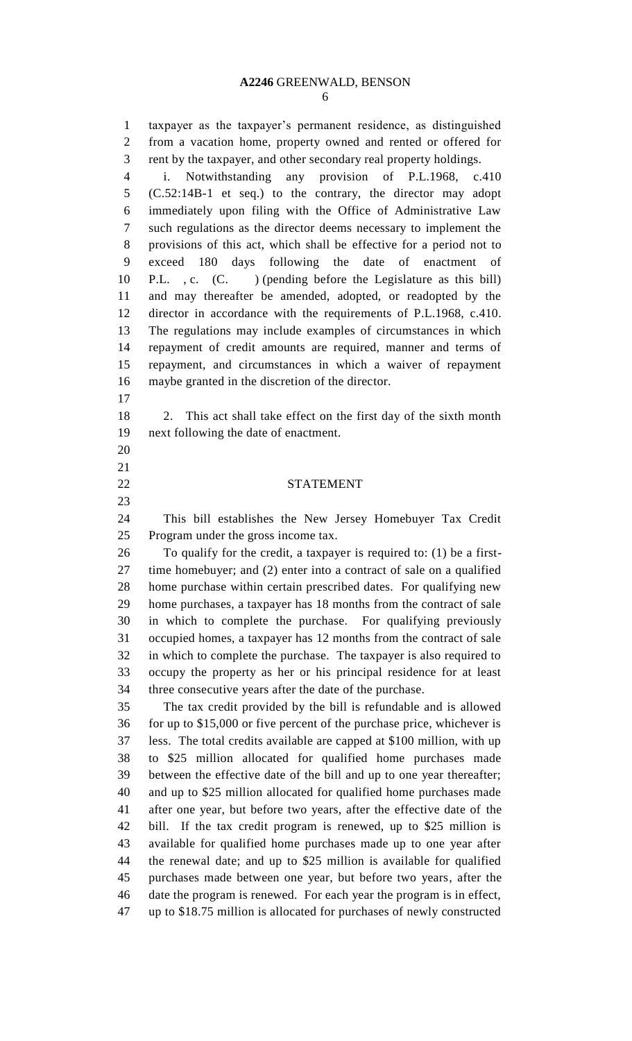taxpayer as the taxpayer's permanent residence, as distinguished from a vacation home, property owned and rented or offered for rent by the taxpayer, and other secondary real property holdings.

i. Notwithstanding any provision of P.L.1968, c.410 (C.52:14B-1 et seq.) to the contrary, the director may adopt immediately upon filing with the Office of Administrative Law such regulations as the director deems necessary to implement the provisions of this act, which shall be effective for a period not to exceed 180 days following the date of enactment of P.L. , c. (C. ) (pending before the Legislature as this bill) and may thereafter be amended, adopted, or readopted by the director in accordance with the requirements of P.L.1968, c.410. The regulations may include examples of circumstances in which repayment of credit amounts are required, manner and terms of repayment, and circumstances in which a waiver of repayment maybe granted in the discretion of the director.

2. This act shall take effect on the first day of the sixth month next following the date of enactment.

## STATEMENT

This bill establishes the New Jersey Homebuyer Tax Credit Program under the gross income tax.

To qualify for the credit, a taxpayer is required to: (1) be a first-time homebuyer; and (2) enter into a contract of sale on a qualified home purchase within certain prescribed dates. For qualifying new home purchases, a taxpayer has 18 months from the contract of sale in which to complete the purchase. For qualifying previously occupied homes, a taxpayer has 12 months from the contract of sale in which to complete the purchase. The taxpayer is also required to occupy the property as her or his principal residence for at least three consecutive years after the date of the purchase.

The tax credit provided by the bill is refundable and is allowed for up to $15,000 or five percent of the purchase price, whichever is less. The total credits available are capped at $100 million, with up to $25 million allocated for qualified home purchases made between the effective date of the bill and up to one year thereafter; and up to $25 million allocated for qualified home purchases made after one year, but before two years, after the effective date of the bill. If the tax credit program is renewed, up to $25 million is available for qualified home purchases made up to one year after the renewal date; and up to $25 million is available for qualified purchases made between one year, but before two years, after the date the program is renewed. For each year the program is in effect, up to $18.75 million is allocated for purchases of newly constructed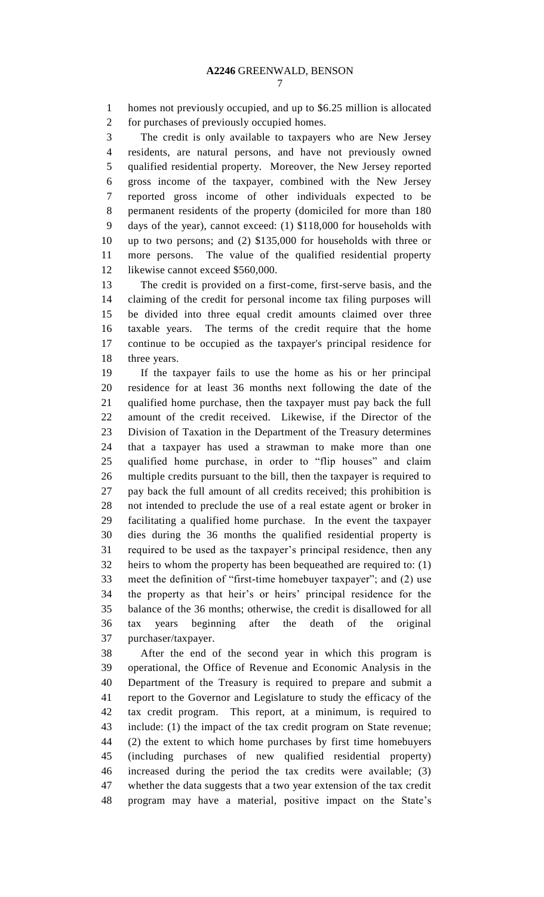homes not previously occupied, and up to $6.25 million is allocated for purchases of previously occupied homes.

The credit is only available to taxpayers who are New Jersey residents, are natural persons, and have not previously owned qualified residential property. Moreover, the New Jersey reported gross income of the taxpayer, combined with the New Jersey reported gross income of other individuals expected to be permanent residents of the property (domiciled for more than 180 days of the year), cannot exceed: (1) $118,000 for households with up to two persons; and (2) $135,000 for households with three or more persons. The value of the qualified residential property likewise cannot exceed $560,000.

The credit is provided on a first-come, first-serve basis, and the claiming of the credit for personal income tax filing purposes will be divided into three equal credit amounts claimed over three taxable years. The terms of the credit require that the home continue to be occupied as the taxpayer's principal residence for three years.

If the taxpayer fails to use the home as his or her principal residence for at least 36 months next following the date of the qualified home purchase, then the taxpayer must pay back the full amount of the credit received. Likewise, if the Director of the Division of Taxation in the Department of the Treasury determines that a taxpayer has used a strawman to make more than one qualified home purchase, in order to "flip houses" and claim multiple credits pursuant to the bill, then the taxpayer is required to pay back the full amount of all credits received; this prohibition is not intended to preclude the use of a real estate agent or broker in facilitating a qualified home purchase. In the event the taxpayer dies during the 36 months the qualified residential property is required to be used as the taxpayer's principal residence, then any heirs to whom the property has been bequeathed are required to: (1) meet the definition of "first-time homebuyer taxpayer"; and (2) use the property as that heir's or heirs' principal residence for the balance of the 36 months; otherwise, the credit is disallowed for all tax years beginning after the death of the original purchaser/taxpayer.

After the end of the second year in which this program is operational, the Office of Revenue and Economic Analysis in the Department of the Treasury is required to prepare and submit a report to the Governor and Legislature to study the efficacy of the tax credit program. This report, at a minimum, is required to include: (1) the impact of the tax credit program on State revenue; (2) the extent to which home purchases by first time homebuyers (including purchases of new qualified residential property) increased during the period the tax credits were available; (3) whether the data suggests that a two year extension of the tax credit program may have a material, positive impact on the State's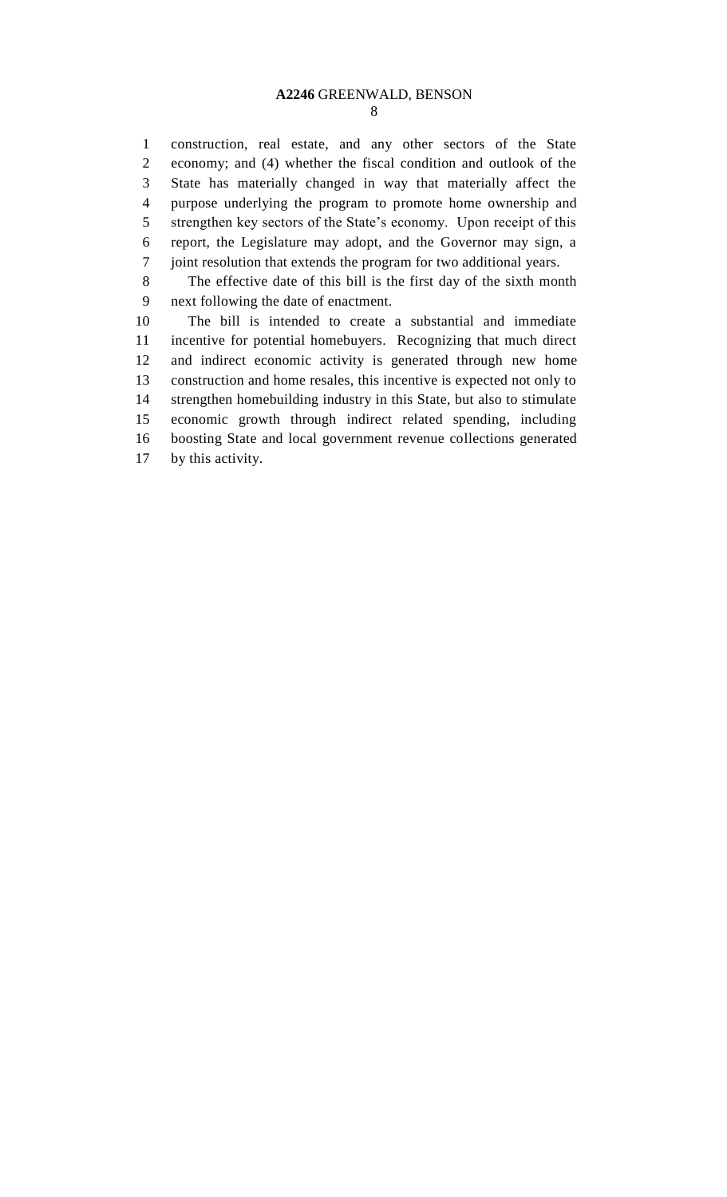construction, real estate, and any other sectors of the State economy; and (4) whether the fiscal condition and outlook of the State has materially changed in way that materially affect the purpose underlying the program to promote home ownership and strengthen key sectors of the State's economy. Upon receipt of this report, the Legislature may adopt, and the Governor may sign, a joint resolution that extends the program for two additional years.

The effective date of this bill is the first day of the sixth month next following the date of enactment.

The bill is intended to create a substantial and immediate incentive for potential homebuyers. Recognizing that much direct and indirect economic activity is generated through new home construction and home resales, this incentive is expected not only to strengthen homebuilding industry in this State, but also to stimulate economic growth through indirect related spending, including boosting State and local government revenue collections generated by this activity.